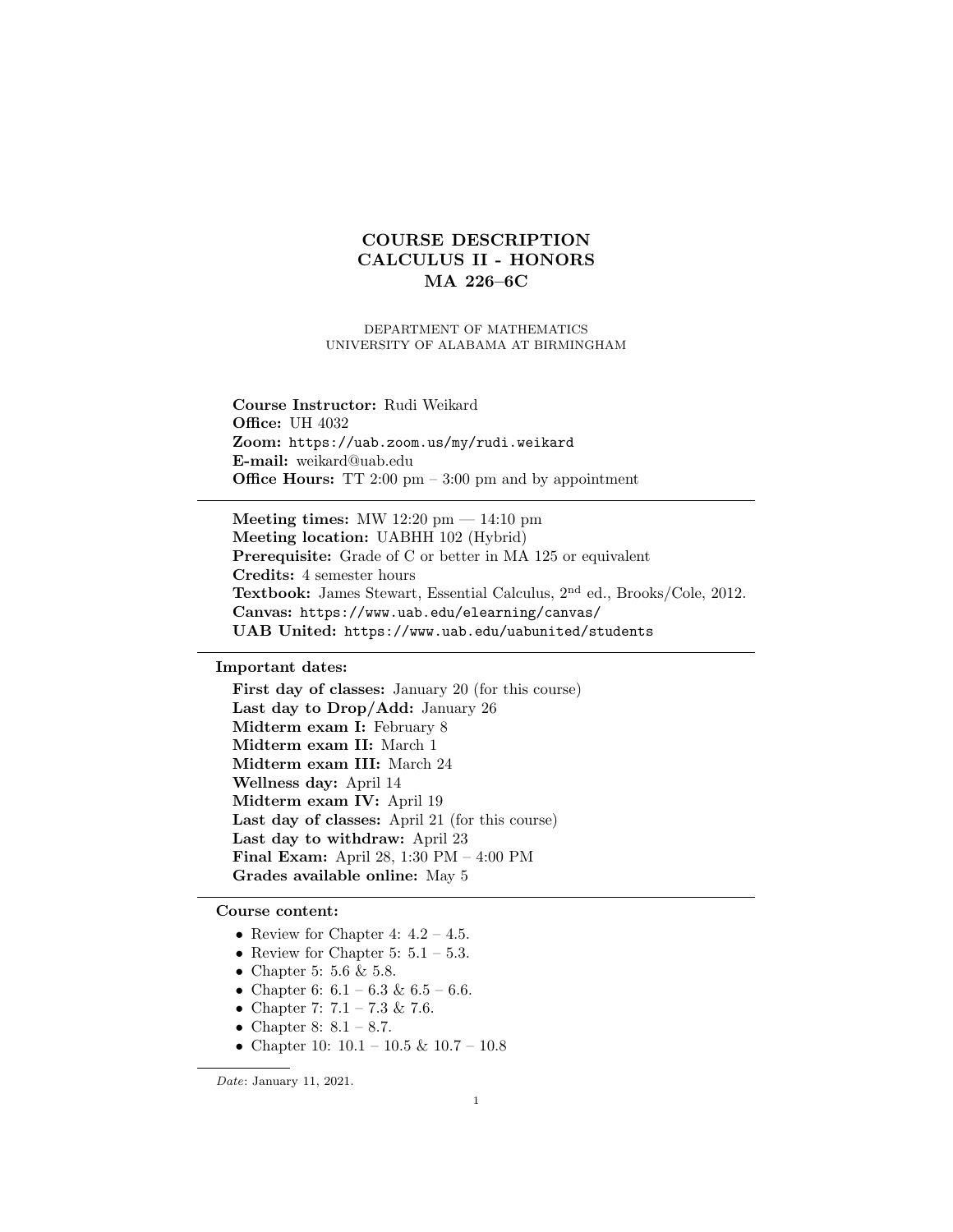# COURSE DESCRIPTION
# CALCULUS II - HONORS
# MA 226–6C

DEPARTMENT OF MATHEMATICS
UNIVERSITY OF ALABAMA AT BIRMINGHAM

**Course Instructor:** Rudi Weikard
**Office:** UH 4032
**Zoom:** https://uab.zoom.us/my/rudi.weikard
**E-mail:** weikard@uab.edu
**Office Hours:** TT 2:00 pm – 3:00 pm and by appointment

---

**Meeting times:** MW 12:20 pm — 14:10 pm
**Meeting location:** UABHH 102 (Hybrid)
**Prerequisite:** Grade of C or better in MA 125 or equivalent
**Credits:** 4 semester hours
**Textbook:** James Stewart, Essential Calculus, 2nd ed., Brooks/Cole, 2012.
**Canvas:** https://www.uab.edu/elearning/canvas/
**UAB United:** https://www.uab.edu/uabunited/students

---

**Important dates:**

**First day of classes:** January 20 (for this course)
**Last day to Drop/Add:** January 26
**Midterm exam I:** February 8
**Midterm exam II:** March 1
**Midterm exam III:** March 24
**Wellness day:** April 14
**Midterm exam IV:** April 19
**Last day of classes:** April 21 (for this course)
**Last day to withdraw:** April 23
**Final Exam:** April 28, 1:30 PM – 4:00 PM
**Grades available online:** May 5

---

**Course content:**

- Review for Chapter 4: 4.2 – 4.5.
- Review for Chapter 5: 5.1 – 5.3.
- Chapter 5: 5.6 & 5.8.
- Chapter 6: 6.1 – 6.3 & 6.5 – 6.6.
- Chapter 7: 7.1 – 7.3 & 7.6.
- Chapter 8: 8.1 – 8.7.
- Chapter 10: 10.1 – 10.5 & 10.7 – 10.8

*Date*: January 11, 2021.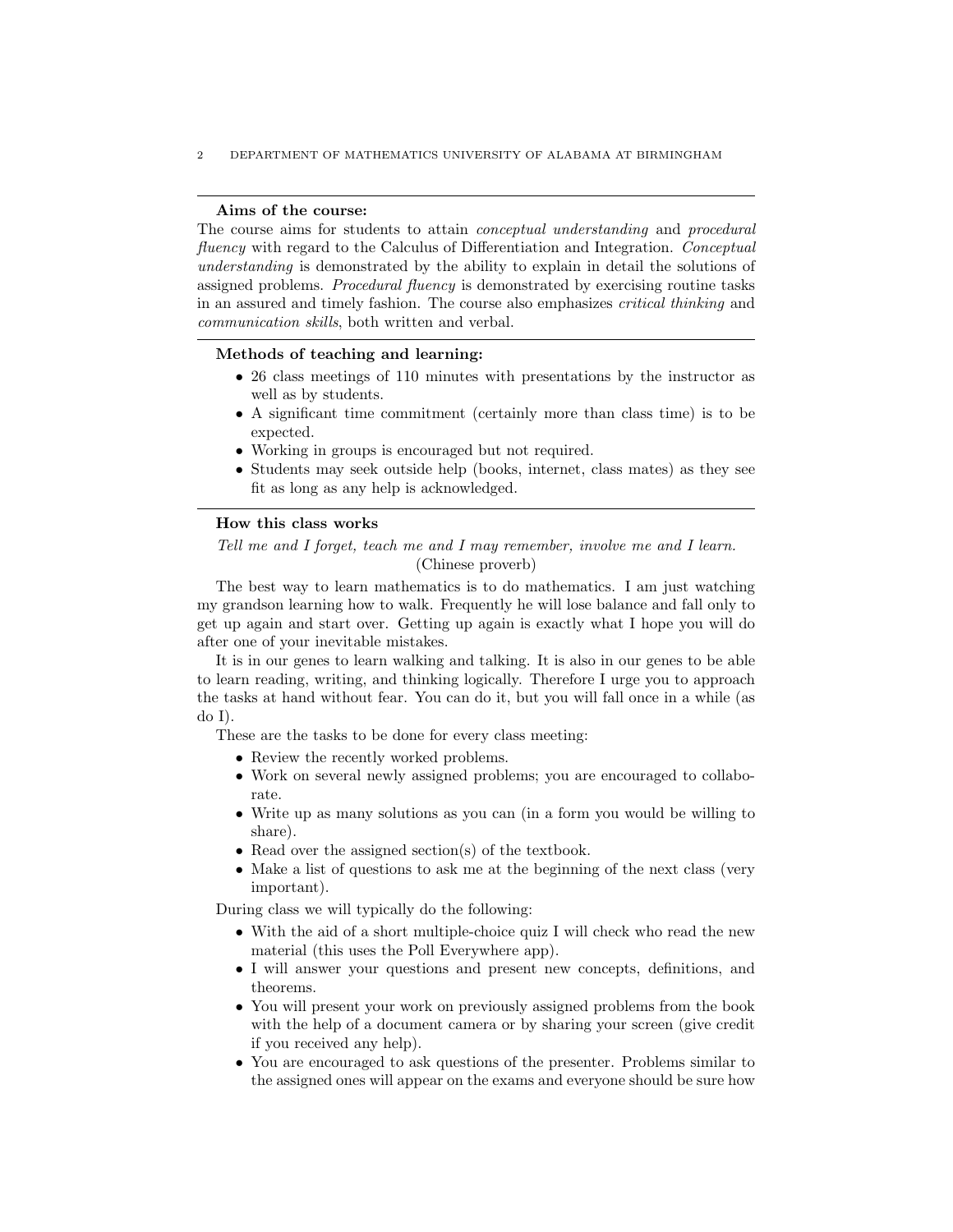**Aims of the course:**

The course aims for students to attain *conceptual understanding* and *procedural fluency* with regard to the Calculus of Differentiation and Integration. *Conceptual understanding* is demonstrated by the ability to explain in detail the solutions of assigned problems. *Procedural fluency* is demonstrated by exercising routine tasks in an assured and timely fashion. The course also emphasizes *critical thinking* and *communication skills*, both written and verbal.

**Methods of teaching and learning:**

- 26 class meetings of 110 minutes with presentations by the instructor as well as by students.
- A significant time commitment (certainly more than class time) is to be expected.
- Working in groups is encouraged but not required.
- Students may seek outside help (books, internet, class mates) as they see fit as long as any help is acknowledged.

**How this class works**

*Tell me and I forget, teach me and I may remember, involve me and I learn.*
(Chinese proverb)

The best way to learn mathematics is to do mathematics. I am just watching my grandson learning how to walk. Frequently he will lose balance and fall only to get up again and start over. Getting up again is exactly what I hope you will do after one of your inevitable mistakes.

It is in our genes to learn walking and talking. It is also in our genes to be able to learn reading, writing, and thinking logically. Therefore I urge you to approach the tasks at hand without fear. You can do it, but you will fall once in a while (as do I).

These are the tasks to be done for every class meeting:

- Review the recently worked problems.
- Work on several newly assigned problems; you are encouraged to collaborate.
- Write up as many solutions as you can (in a form you would be willing to share).
- Read over the assigned section(s) of the textbook.
- Make a list of questions to ask me at the beginning of the next class (very important).

During class we will typically do the following:

- With the aid of a short multiple-choice quiz I will check who read the new material (this uses the Poll Everywhere app).
- I will answer your questions and present new concepts, definitions, and theorems.
- You will present your work on previously assigned problems from the book with the help of a document camera or by sharing your screen (give credit if you received any help).
- You are encouraged to ask questions of the presenter. Problems similar to the assigned ones will appear on the exams and everyone should be sure how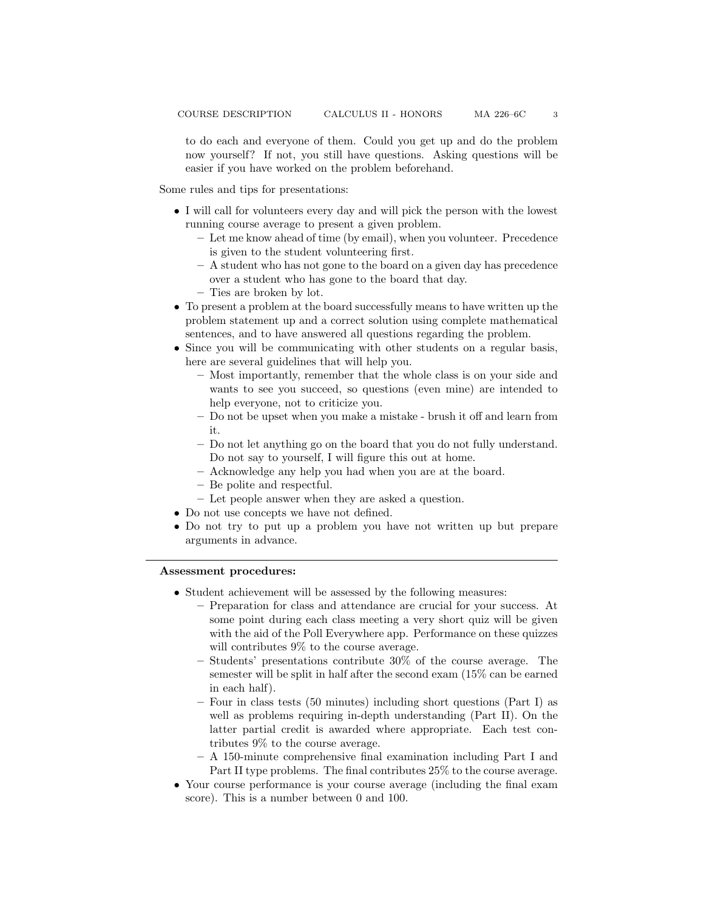to do each and everyone of them. Could you get up and do the problem now yourself? If not, you still have questions. Asking questions will be easier if you have worked on the problem beforehand.

Some rules and tips for presentations:

- I will call for volunteers every day and will pick the person with the lowest running course average to present a given problem.
  - Let me know ahead of time (by email), when you volunteer. Precedence is given to the student volunteering first.
  - A student who has not gone to the board on a given day has precedence over a student who has gone to the board that day.
  - Ties are broken by lot.
- To present a problem at the board successfully means to have written up the problem statement up and a correct solution using complete mathematical sentences, and to have answered all questions regarding the problem.
- Since you will be communicating with other students on a regular basis, here are several guidelines that will help you.
  - Most importantly, remember that the whole class is on your side and wants to see you succeed, so questions (even mine) are intended to help everyone, not to criticize you.
  - Do not be upset when you make a mistake - brush it off and learn from it.
  - Do not let anything go on the board that you do not fully understand. Do not say to yourself, I will figure this out at home.
  - Acknowledge any help you had when you are at the board.
  - Be polite and respectful.
  - Let people answer when they are asked a question.
- Do not use concepts we have not defined.
- Do not try to put up a problem you have not written up but prepare arguments in advance.

---

**Assessment procedures:**

- Student achievement will be assessed by the following measures:
  - Preparation for class and attendance are crucial for your success. At some point during each class meeting a very short quiz will be given with the aid of the Poll Everywhere app. Performance on these quizzes will contributes 9% to the course average.
  - Students' presentations contribute 30% of the course average. The semester will be split in half after the second exam (15% can be earned in each half).
  - Four in class tests (50 minutes) including short questions (Part I) as well as problems requiring in-depth understanding (Part II). On the latter partial credit is awarded where appropriate. Each test contributes 9% to the course average.
  - A 150-minute comprehensive final examination including Part I and Part II type problems. The final contributes 25% to the course average.
- Your course performance is your course average (including the final exam score). This is a number between 0 and 100.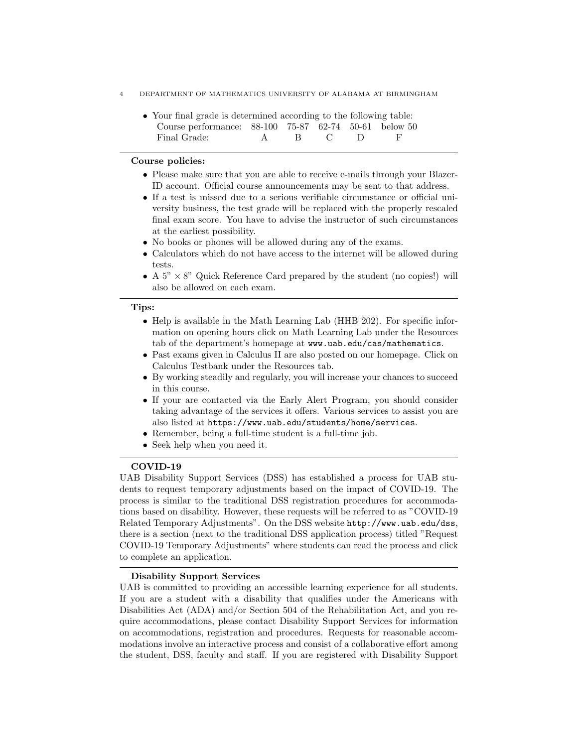- Your final grade is determined according to the following table:

| Course performance: | 88-100 | 75-87 | 62-74 | 50-61 | below 50 |
|---|---|---|---|---|---|
| Final Grade: | A | B | C | D | F |

---

**Course policies:**

- Please make sure that you are able to receive e-mails through your Blazer-ID account. Official course announcements may be sent to that address.
- If a test is missed due to a serious verifiable circumstance or official university business, the test grade will be replaced with the properly rescaled final exam score. You have to advise the instructor of such circumstances at the earliest possibility.
- No books or phones will be allowed during any of the exams.
- Calculators which do not have access to the internet will be allowed during tests.
- A 5" × 8" Quick Reference Card prepared by the student (no copies!) will also be allowed on each exam.

---

**Tips:**

- Help is available in the Math Learning Lab (HHB 202). For specific information on opening hours click on Math Learning Lab under the Resources tab of the department's homepage at `www.uab.edu/cas/mathematics`.
- Past exams given in Calculus II are also posted on our homepage. Click on Calculus Testbank under the Resources tab.
- By working steadily and regularly, you will increase your chances to succeed in this course.
- If your are contacted via the Early Alert Program, you should consider taking advantage of the services it offers. Various services to assist you are also listed at `https://www.uab.edu/students/home/services`.
- Remember, being a full-time student is a full-time job.
- Seek help when you need it.

---

**COVID-19**

UAB Disability Support Services (DSS) has established a process for UAB students to request temporary adjustments based on the impact of COVID-19. The process is similar to the traditional DSS registration procedures for accommodations based on disability. However, these requests will be referred to as "COVID-19 Related Temporary Adjustments". On the DSS website `http://www.uab.edu/dss`, there is a section (next to the traditional DSS application process) titled "Request COVID-19 Temporary Adjustments" where students can read the process and click to complete an application.

---

**Disability Support Services**

UAB is committed to providing an accessible learning experience for all students. If you are a student with a disability that qualifies under the Americans with Disabilities Act (ADA) and/or Section 504 of the Rehabilitation Act, and you require accommodations, please contact Disability Support Services for information on accommodations, registration and procedures. Requests for reasonable accommodations involve an interactive process and consist of a collaborative effort among the student, DSS, faculty and staff. If you are registered with Disability Support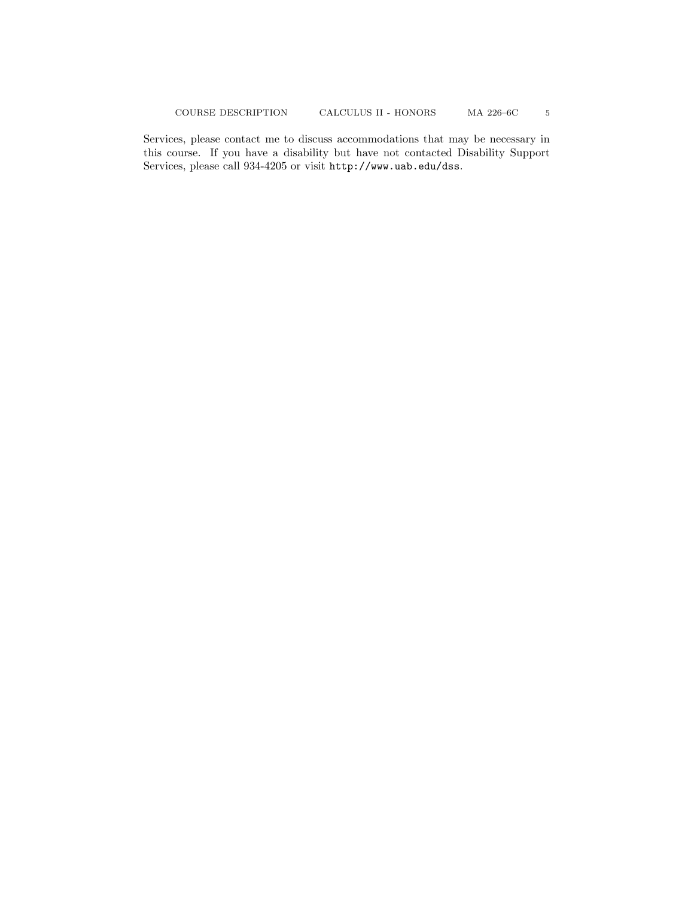Services, please contact me to discuss accommodations that may be necessary in this course. If you have a disability but have not contacted Disability Support Services, please call 934-4205 or visit `http://www.uab.edu/dss`.